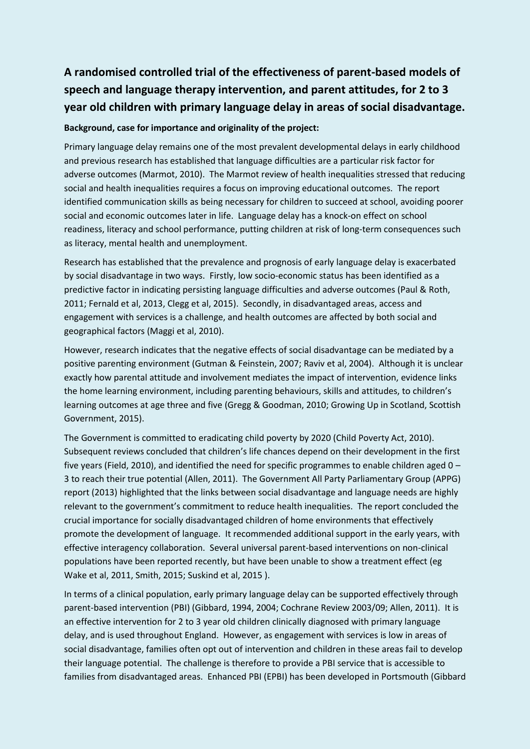# A randomised controlled trial of the effectiveness of parent-based models of speech and language therapy intervention, and parent attitudes, for 2 to 3 year old children with primary language delay in areas of social disadvantage.

**Background, case for importance and originality of the project:**

Primary language delay remains one of the most prevalent developmental delays in early childhood and previous research has established that language difficulties are a particular risk factor for adverse outcomes (Marmot, 2010). The Marmot review of health inequalities stressed that reducing social and health inequalities requires a focus on improving educational outcomes. The report identified communication skills as being necessary for children to succeed at school, avoiding poorer social and economic outcomes later in life. Language delay has a knock-on effect on school readiness, literacy and school performance, putting children at risk of long-term consequences such as literacy, mental health and unemployment.

Research has established that the prevalence and prognosis of early language delay is exacerbated by social disadvantage in two ways. Firstly, low socio-economic status has been identified as a predictive factor in indicating persisting language difficulties and adverse outcomes (Paul & Roth, 2011; Fernald et al, 2013, Clegg et al, 2015). Secondly, in disadvantaged areas, access and engagement with services is a challenge, and health outcomes are affected by both social and geographical factors (Maggi et al, 2010).

However, research indicates that the negative effects of social disadvantage can be mediated by a positive parenting environment (Gutman & Feinstein, 2007; Raviv et al, 2004). Although it is unclear exactly how parental attitude and involvement mediates the impact of intervention, evidence links the home learning environment, including parenting behaviours, skills and attitudes, to children's learning outcomes at age three and five (Gregg & Goodman, 2010; Growing Up in Scotland, Scottish Government, 2015).

The Government is committed to eradicating child poverty by 2020 (Child Poverty Act, 2010). Subsequent reviews concluded that children's life chances depend on their development in the first five years (Field, 2010), and identified the need for specific programmes to enable children aged 0 – 3 to reach their true potential (Allen, 2011). The Government All Party Parliamentary Group (APPG) report (2013) highlighted that the links between social disadvantage and language needs are highly relevant to the government's commitment to reduce health inequalities. The report concluded the crucial importance for socially disadvantaged children of home environments that effectively promote the development of language. It recommended additional support in the early years, with effective interagency collaboration. Several universal parent-based interventions on non-clinical populations have been reported recently, but have been unable to show a treatment effect (eg Wake et al, 2011, Smith, 2015; Suskind et al, 2015 ).

In terms of a clinical population, early primary language delay can be supported effectively through parent-based intervention (PBI) (Gibbard, 1994, 2004; Cochrane Review 2003/09; Allen, 2011). It is an effective intervention for 2 to 3 year old children clinically diagnosed with primary language delay, and is used throughout England. However, as engagement with services is low in areas of social disadvantage, families often opt out of intervention and children in these areas fail to develop their language potential. The challenge is therefore to provide a PBI service that is accessible to families from disadvantaged areas. Enhanced PBI (EPBI) has been developed in Portsmouth (Gibbard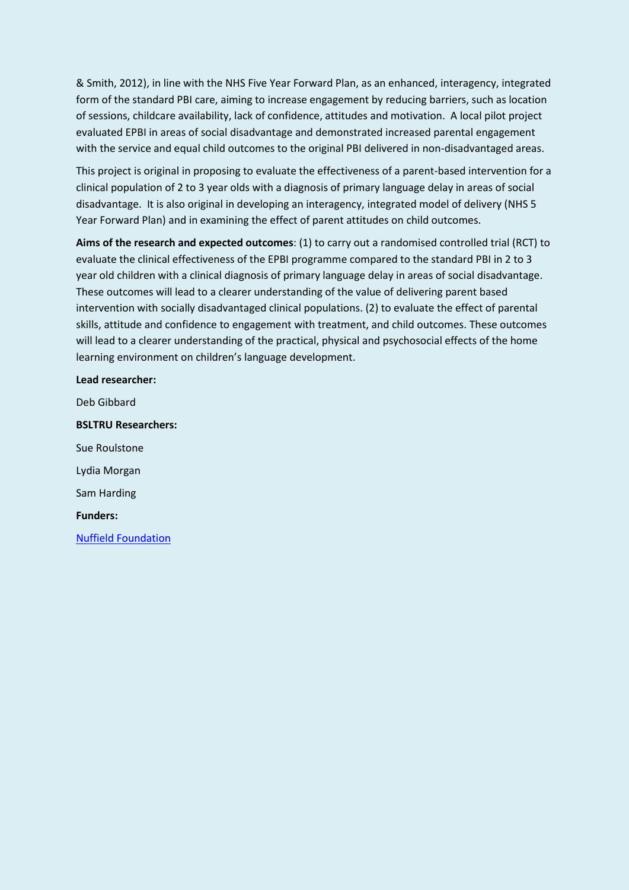& Smith, 2012), in line with the NHS Five Year Forward Plan, as an enhanced, interagency, integrated form of the standard PBI care, aiming to increase engagement by reducing barriers, such as location of sessions, childcare availability, lack of confidence, attitudes and motivation. A local pilot project evaluated EPBI in areas of social disadvantage and demonstrated increased parental engagement with the service and equal child outcomes to the original PBI delivered in non-disadvantaged areas.

This project is original in proposing to evaluate the effectiveness of a parent-based intervention for a clinical population of 2 to 3 year olds with a diagnosis of primary language delay in areas of social disadvantage. It is also original in developing an interagency, integrated model of delivery (NHS 5 Year Forward Plan) and in examining the effect of parent attitudes on child outcomes.

**Aims of the research and expected outcomes**: (1) to carry out a randomised controlled trial (RCT) to evaluate the clinical effectiveness of the EPBI programme compared to the standard PBI in 2 to 3 year old children with a clinical diagnosis of primary language delay in areas of social disadvantage. These outcomes will lead to a clearer understanding of the value of delivering parent based intervention with socially disadvantaged clinical populations. (2) to evaluate the effect of parental skills, attitude and confidence to engagement with treatment, and child outcomes. These outcomes will lead to a clearer understanding of the practical, physical and psychosocial effects of the home learning environment on children's language development.

**Lead researcher:**

Deb Gibbard

**BSLTRU Researchers:**

Sue Roulstone

Lydia Morgan

Sam Harding

**Funders:**

Nuffield Foundation